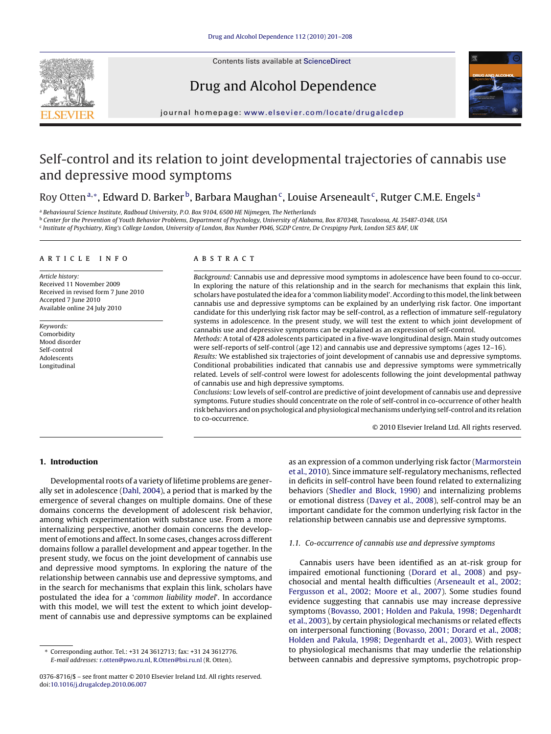# Self-control and its relation to joint developmental trajectories of cannabis use and depressive mood symptoms

Roy Otten[a,*], Edward D. Barker[b], Barbara Maughan[c], Louise Arseneault[c], Rutger C.M.E. Engels[a]

[a] Behavioural Science Institute, Radboud University, P.O. Box 9104, 6500 HE Nijmegen, The Netherlands
[b] Center for the Prevention of Youth Behavior Problems, Department of Psychology, University of Alabama, Box 870348, Tuscaloosa, AL 35487-0348, USA
[c] Institute of Psychiatry, King's College London, University of London, Box Number P046, SGDP Centre, De Crespigny Park, London SE5 8AF, UK

## ARTICLE INFO

*Article history:*
Received 11 November 2009
Received in revised form 7 June 2010
Accepted 7 June 2010
Available online 24 July 2010

*Keywords:*
Comorbidity
Mood disorder
Self-control
Adolescents
Longitudinal

## ABSTRACT

*Background:* Cannabis use and depressive mood symptoms in adolescence have been found to co-occur. In exploring the nature of this relationship and in the search for mechanisms that explain this link, scholars have postulated the idea for a 'common liability model'. According to this model, the link between cannabis use and depressive symptoms can be explained by an underlying risk factor. One important candidate for this underlying risk factor may be self-control, as a reflection of immature self-regulatory systems in adolescence. In the present study, we will test the extent to which joint development of cannabis use and depressive symptoms can be explained as an expression of self-control.

*Methods:* A total of 428 adolescents participated in a five-wave longitudinal design. Main study outcomes were self-reports of self-control (age 12) and cannabis use and depressive symptoms (ages 12–16).

*Results:* We established six trajectories of joint development of cannabis use and depressive symptoms. Conditional probabilities indicated that cannabis use and depressive symptoms were symmetrically related. Levels of self-control were lowest for adolescents following the joint developmental pathway of cannabis use and high depressive symptoms.

*Conclusions:* Low levels of self-control are predictive of joint development of cannabis use and depressive symptoms. Future studies should concentrate on the role of self-control in co-occurrence of other health risk behaviors and on psychological and physiological mechanisms underlying self-control and its relation to co-occurrence.

© 2010 Elsevier Ireland Ltd. All rights reserved.

## 1. Introduction

Developmental roots of a variety of lifetime problems are generally set in adolescence (Dahl, 2004), a period that is marked by the emergence of several changes on multiple domains. One of these domains concerns the development of adolescent risk behavior, among which experimentation with substance use. From a more internalizing perspective, another domain concerns the development of emotions and affect. In some cases, changes across different domains follow a parallel development and appear together. In the present study, we focus on the joint development of cannabis use and depressive mood symptoms. In exploring the nature of the relationship between cannabis use and depressive symptoms, and in the search for mechanisms that explain this link, scholars have postulated the idea for a '*common liability model*'. In accordance with this model, we will test the extent to which joint development of cannabis use and depressive symptoms can be explained as an expression of a common underlying risk factor (Marmorstein et al., 2010). Since immature self-regulatory mechanisms, reflected in deficits in self-control have been found related to externalizing behaviors (Shedler and Block, 1990) and internalizing problems or emotional distress (Davey et al., 2008), self-control may be an important candidate for the common underlying risk factor in the relationship between cannabis use and depressive symptoms.

### 1.1. Co-occurrence of cannabis use and depressive symptoms

Cannabis users have been identified as an at-risk group for impaired emotional functioning (Dorard et al., 2008) and psychosocial and mental health difficulties (Arseneault et al., 2002; Fergusson et al., 2002; Moore et al., 2007). Some studies found evidence suggesting that cannabis use may increase depressive symptoms (Bovasso, 2001; Holden and Pakula, 1998; Degenhardt et al., 2003), by certain physiological mechanisms or related effects on interpersonal functioning (Bovasso, 2001; Dorard et al., 2008; Holden and Pakula, 1998; Degenhardt et al., 2003). With respect to physiological mechanisms that may underlie the relationship between cannabis and depressive symptoms, psychotropic prop-

* Corresponding author. Tel.: +31 24 3612713; fax: +31 24 3612776.
E-mail addresses: r.otten@pwo.ru.nl, R.Otten@bsi.ru.nl (R. Otten).

0376-8716/$ – see front matter © 2010 Elsevier Ireland Ltd. All rights reserved.
doi:10.1016/j.drugalcdep.2010.06.007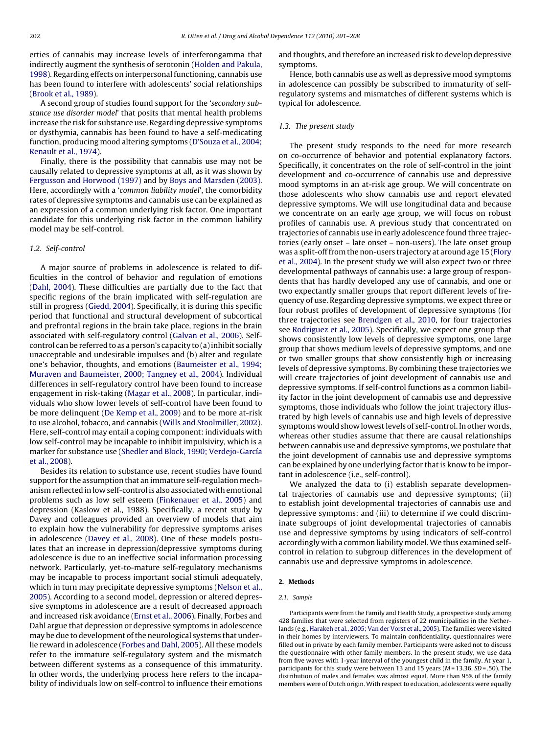erties of cannabis may increase levels of interferongamma that indirectly augment the synthesis of serotonin (Holden and Pakula, 1998). Regarding effects on interpersonal functioning, cannabis use has been found to interfere with adolescents' social relationships (Brook et al., 1989).

A second group of studies found support for the '*secondary substance use disorder model*' that posits that mental health problems increase the risk for substance use. Regarding depressive symptoms or dysthymia, cannabis has been found to have a self-medicating function, producing mood altering symptoms (D'Souza et al., 2004; Renault et al., 1974).

Finally, there is the possibility that cannabis use may not be causally related to depressive symptoms at all, as it was shown by Fergusson and Horwood (1997) and by Boys and Marsden (2003). Here, accordingly with a '*common liability model*', the comorbidity rates of depressive symptoms and cannabis use can be explained as an expression of a common underlying risk factor. One important candidate for this underlying risk factor in the common liability model may be self-control.

### 1.2. Self-control

A major source of problems in adolescence is related to difficulties in the control of behavior and regulation of emotions (Dahl, 2004). These difficulties are partially due to the fact that specific regions of the brain implicated with self-regulation are still in progress (Giedd, 2004). Specifically, it is during this specific period that functional and structural development of subcortical and prefrontal regions in the brain take place, regions in the brain associated with self-regulatory control (Galvan et al., 2006). Self-control can be referred to as a person's capacity to (a) inhibit socially unacceptable and undesirable impulses and (b) alter and regulate one's behavior, thoughts, and emotions (Baumeister et al., 1994; Muraven and Baumeister, 2000; Tangney et al., 2004). Individual differences in self-regulatory control have been found to increase engagement in risk-taking (Magar et al., 2008). In particular, individuals who show lower levels of self-control have been found to be more delinquent (De Kemp et al., 2009) and to be more at-risk to use alcohol, tobacco, and cannabis (Wills and Stoolmiller, 2002). Here, self-control may entail a coping component: individuals with low self-control may be incapable to inhibit impulsivity, which is a marker for substance use (Shedler and Block, 1990; Verdejo-García et al., 2008).

Besides its relation to substance use, recent studies have found support for the assumption that an immature self-regulation mechanism reflected in low self-control is also associated with emotional problems such as low self esteem (Finkenauer et al., 2005) and depression (Kaslow et al., 1988). Specifically, a recent study by Davey and colleagues provided an overview of models that aim to explain how the vulnerability for depressive symptoms arises in adolescence (Davey et al., 2008). One of these models postulates that an increase in depression/depressive symptoms during adolescence is due to an ineffective social information processing network. Particularly, yet-to-mature self-regulatory mechanisms may be incapable to process important social stimuli adequately, which in turn may precipitate depressive symptoms (Nelson et al., 2005). According to a second model, depression or altered depressive symptoms in adolescence are a result of decreased approach and increased risk avoidance (Ernst et al., 2006). Finally, Forbes and Dahl argue that depression or depressive symptoms in adolescence may be due to development of the neurological systems that underlie reward in adolescence (Forbes and Dahl, 2005). All these models refer to the immature self-regulatory system and the mismatch between different systems as a consequence of this immaturity. In other words, the underlying process here refers to the incapability of individuals low on self-control to influence their emotions and thoughts, and therefore an increased risk to develop depressive symptoms.

Hence, both cannabis use as well as depressive mood symptoms in adolescence can possibly be subscribed to immaturity of self-regulatory systems and mismatches of different systems which is typical for adolescence.

### 1.3. The present study

The present study responds to the need for more research on co-occurrence of behavior and potential explanatory factors. Specifically, it concentrates on the role of self-control in the joint development and co-occurrence of cannabis use and depressive mood symptoms in an at-risk age group. We will concentrate on those adolescents who show cannabis use and report elevated depressive symptoms. We will use longitudinal data and because we concentrate on an early age group, we will focus on robust profiles of cannabis use. A previous study that concentrated on trajectories of cannabis use in early adolescence found three trajectories (early onset – late onset – non-users). The late onset group was a split-off from the non-users trajectory at around age 15 (Flory et al., 2004). In the present study we will also expect two or three developmental pathways of cannabis use: a large group of respondents that has hardly developed any use of cannabis, and one or two expectantly smaller groups that report different levels of frequency of use. Regarding depressive symptoms, we expect three or four robust profiles of development of depressive symptoms (for three trajectories see Brendgen et al., 2010, for four trajectories see Rodriguez et al., 2005). Specifically, we expect one group that shows consistently low levels of depressive symptoms, one large group that shows medium levels of depressive symptoms, and one or two smaller groups that show consistently high or increasing levels of depressive symptoms. By combining these trajectories we will create trajectories of joint development of cannabis use and depressive symptoms. If self-control functions as a common liability factor in the joint development of cannabis use and depressive symptoms, those individuals who follow the joint trajectory illustrated by high levels of cannabis use and high levels of depressive symptoms would show lowest levels of self-control. In other words, whereas other studies assume that there are causal relationships between cannabis use and depressive symptoms, we postulate that the joint development of cannabis use and depressive symptoms can be explained by one underlying factor that is know to be important in adolescence (i.e., self-control).

We analyzed the data to (i) establish separate developmental trajectories of cannabis use and depressive symptoms; (ii) to establish joint developmental trajectories of cannabis use and depressive symptoms; and (iii) to determine if we could discriminate subgroups of joint developmental trajectories of cannabis use and depressive symptoms by using indicators of self-control accordingly with a common liability model. We thus examined self-control in relation to subgroup differences in the development of cannabis use and depressive symptoms in adolescence.

## 2. Methods

### 2.1. Sample

Participants were from the Family and Health Study, a prospective study among 428 families that were selected from registers of 22 municipalities in the Netherlands (e.g., Harakeh et al., 2005; Van der Vorst et al., 2005). The families were visited in their homes by interviewers. To maintain confidentiality, questionnaires were filled out in private by each family member. Participants were asked not to discuss the questionnaire with other family members. In the present study, we use data from five waves with 1-year interval of the youngest child in the family. At year 1, participants for this study were between 13 and 15 years ($M$ = 13.36, $SD$ = .50). The distribution of males and females was almost equal. More than 95% of the family members were of Dutch origin. With respect to education, adolescents were equally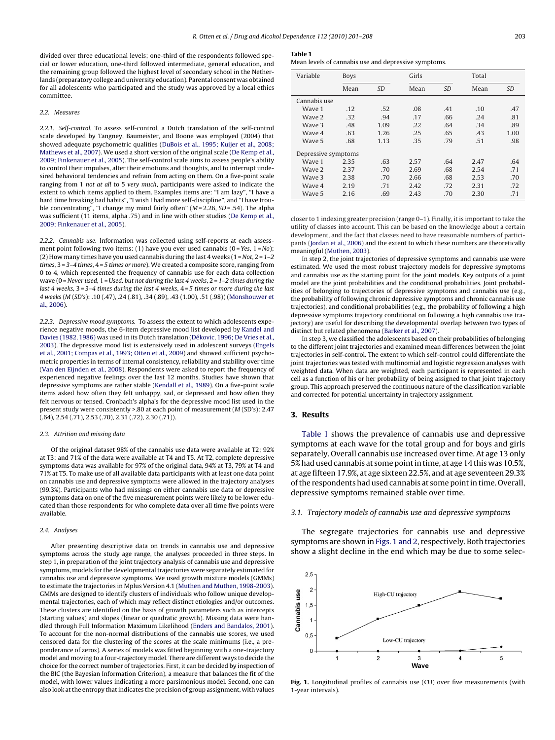divided over three educational levels; one-third of the respondents followed special or lower education, one-third followed intermediate, general education, and the remaining group followed the highest level of secondary school in the Netherlands (preparatory college and university education). Parental consent was obtained for all adolescents who participated and the study was approved by a local ethics committee.

### 2.2. Measures

*2.2.1. Self-control.* To assess self-control, a Dutch translation of the self-control scale developed by Tangney, Baumeister, and Boone was employed (2004) that showed adequate psychometric qualities (DuBois et al., 1995; Kuijer et al., 2008; Mathews et al., 2007). We used a short version of the original scale (De Kemp et al., 2009; Finkenauer et al., 2005). The self-control scale aims to assess people's ability to control their impulses, alter their emotions and thoughts, and to interrupt undesired behavioral tendencies and refrain from acting on them. On a five-point scale ranging from 1 *not at all* to 5 *very much*, participants were asked to indicate the extent to which items applied to them. Examples items are: "I am lazy", "I have a hard time breaking bad habits", "I wish I had more self-discipline", and "I have trouble concentrating", "I change my mind fairly often" ($M$ = 2.26, $SD$ = .54). The alpha was sufficient (11 items, alpha .75) and in line with other studies (De Kemp et al., 2009; Finkenauer et al., 2005).

*2.2.2. Cannabis use.* Information was collected using self-reports at each assessment point following two items: (1) have you ever used cannabis (0 = *Yes*, 1 = *No*); (2) How many times have you used cannabis during the last 4 weeks (1 = *Not*, 2 = *1–2 times*, 3 = *3–4 times*, 4 = *5 times or more*). We created a composite score, ranging from 0 to 4, which represented the frequency of cannabis use for each data collection wave (0 = *Never used*, 1 = *Used, but not during the last 4 weeks*, 2 = *1–2 times during the last 4 weeks*, 3 = *3–4 times during the last 4 weeks*, 4 = *5 times or more during the last 4 weeks* ($M$ ($SD$'s): .10 (.47), .24 (.81), .34 (.89), .43 (1.00), .51 (.98)) (Monshouwer et al., 2006).

*2.2.3. Depressive mood symptoms.* To assess the extent to which adolescents experience negative moods, the 6-item depressive mood list developed by Kandel and Davies (1982, 1986) was used in its Dutch translation (Dékovic, 1996; De Vries et al., 2003). The depressive mood list is extensively used in adolescent surveys (Engels et al., 2001; Compas et al., 1993; Otten et al., 2009) and showed sufficient psychometric properties in terms of internal consistency, reliability and stability over time (Van den Eijnden et al., 2008). Respondents were asked to report the frequency of experienced negative feelings over the last 12 months. Studies have shown that depressive symptoms are rather stable (Kendall et al., 1989). On a five-point scale items asked how often they felt unhappy, sad, or depressed and how often they felt nervous or tensed. Cronbach's alpha's for the depressive mood list used in the present study were consistently >.80 at each point of measurement ($M$ (SD's): 2.47 (.64), 2.54 (.71), 2.53 (.70), 2.31 (.72), 2.30 (.71)).

### 2.3. Attrition and missing data

Of the original dataset 98% of the cannabis use data were available at T2; 92% at T3; and 71% of the data were available at T4 and T5. At T2, complete depressive symptoms data was available for 97% of the original data, 94% at T3, 79% at T4 and 71% at T5. To make use of all available data participants with at least one data point on cannabis use and depressive symptoms were allowed in the trajectory analyses (99.3%). Participants who had missings on either cannabis use or depressive symptoms data on one of the five measurement points were likely to be lower educated than those respondents for who complete data over all time five points were available.

### 2.4. Analyses

After presenting descriptive data on trends in cannabis use and depressive symptoms across the study age range, the analyses proceeded in three steps. In step 1, in preparation of the joint trajectory analysis of cannabis use and depressive symptoms, models for the developmental trajectories were separately estimated for cannabis use and depressive symptoms. We used growth mixture models (GMMs) to estimate the trajectories in Mplus Version 4.1 (Muthen and Muthen, 1998-2003). GMMs are designed to identify clusters of individuals who follow unique developmental trajectories, each of which may reflect distinct etiologies and/or outcomes. These clusters are identified on the basis of growth parameters such as intercepts (starting values) and slopes (linear or quadratic growth). Missing data were handled through Full Information Maximum Likelihood (Enders and Bandalos, 2001). To account for the non-normal distributions of the cannabis use scores, we used censored data for the clustering of the scores at the scale minimums (i.e., a preponderance of zeros). A series of models was fitted beginning with a one-trajectory model and moving to a four-trajectory model. There are different ways to decide the choice for the correct number of trajectories. First, it can be decided by inspection of the BIC (the Bayesian Information Criterion), a measure that balances the fit of the model, with lower values indicating a more parsimonious model. Second, one can also look at the entropy that indicates the precision of group assignment, with values closer to 1 indexing greater precision (range 0–1). Finally, it is important to take the utility of classes into account. This can be based on the knowledge about a certain development, and the fact that classes need to have reasonable numbers of participants (Jordan et al., 2006) and the extent to which these numbers are theoretically meaningful (Muthen, 2003).

In step 2, the joint trajectories of depressive symptoms and cannabis use were estimated. We used the most robust trajectory models for depressive symptoms and cannabis use as the starting point for the joint models. Key outputs of a joint model are the joint probabilities and the conditional probabilities. Joint probabilities of belonging to trajectories of depressive symptoms and cannabis use (e.g., the probability of following chronic depressive symptoms and chronic cannabis use trajectories), and conditional probabilities (e.g., the probability of following a high depressive symptoms trajectory conditional on following a high cannabis use trajectory) are useful for describing the developmental overlap between two types of distinct but related phenomena (Barker et al., 2007).

In step 3, we classified the adolescents based on their probabilities of belonging to the different joint trajectories and examined mean differences between the joint trajectories in self-control. The extent to which self-control could differentiate the joint trajectories was tested with multinomial and logistic regression analyses with weighted data. When data are weighted, each participant is represented in each cell as a function of his or her probability of being assigned to that joint trajectory group. This approach preserved the continuous nature of the classification variable and corrected for potential uncertainty in trajectory assignment.

**Table 1**
Mean levels of cannabis use and depressive symptoms.

| Variable | Boys | | Girls | | Total | |
|---|---|---|---|---|---|---|
| | Mean | *SD* | Mean | *SD* | Mean | *SD* |
| Cannabis use | | | | | | |
| Wave 1 | .12 | .52 | .08 | .41 | .10 | .47 |
| Wave 2 | .32 | .94 | .17 | .66 | .24 | .81 |
| Wave 3 | .48 | 1.09 | .22 | .64 | .34 | .89 |
| Wave 4 | .63 | 1.26 | .25 | .65 | .43 | 1.00 |
| Wave 5 | .68 | 1.13 | .35 | .79 | .51 | .98 |
| Depressive symptoms | | | | | | |
| Wave 1 | 2.35 | .63 | 2.57 | .64 | 2.47 | .64 |
| Wave 2 | 2.37 | .70 | 2.69 | .68 | 2.54 | .71 |
| Wave 3 | 2.38 | .70 | 2.66 | .68 | 2.53 | .70 |
| Wave 4 | 2.19 | .71 | 2.42 | .72 | 2.31 | .72 |
| Wave 5 | 2.16 | .69 | 2.43 | .70 | 2.30 | .71 |

## 3. Results

Table 1 shows the prevalence of cannabis use and depressive symptoms at each wave for the total group and for boys and girls separately. Overall cannabis use increased over time. At age 13 only 5% had used cannabis at some point in time, at age 14 this was 10.5%, at age fifteen 17.9%, at age sixteen 22.5%, and at age seventeen 29.3% of the respondents had used cannabis at some point in time. Overall, depressive symptoms remained stable over time.

### 3.1. Trajectory models of cannabis use and depressive symptoms

The segregate trajectories for cannabis use and depressive symptoms are shown in Figs. 1 and 2, respectively. Both trajectories show a slight decline in the end which may be due to some selec-

**Fig. 1.** Longitudinal profiles of cannabis use (CU) over five measurements (with 1-year intervals).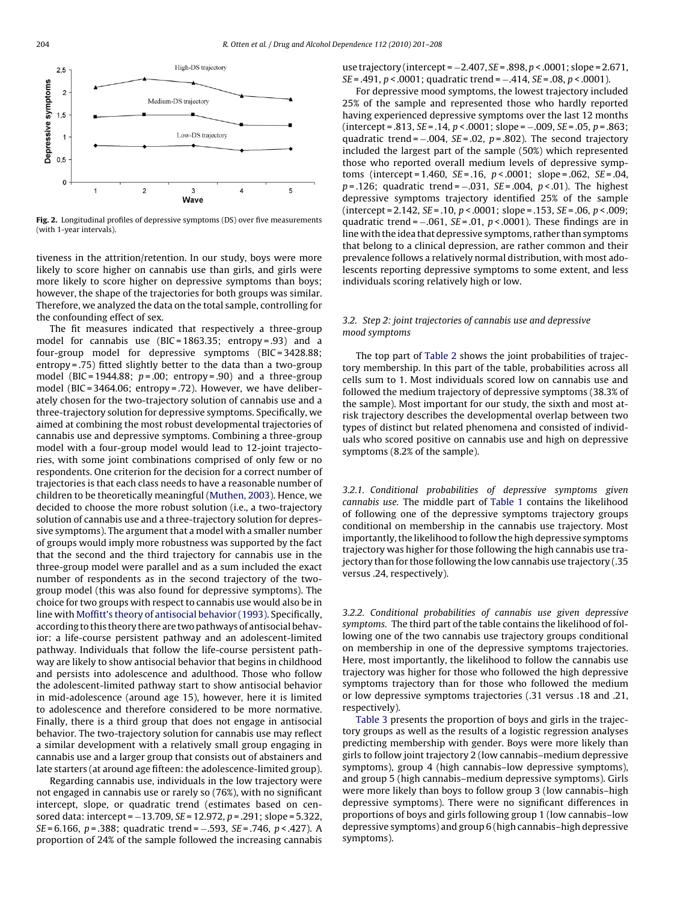High-DS trajectory

Medium-DS trajectory

Low-DS trajectory

Depressive symptoms

2,5
2
1,5
1
0,5
0

1 2 3 4 5

Wave

**Fig. 2.** Longitudinal profiles of depressive symptoms (DS) over five measurements (with 1-year intervals).

tiveness in the attrition/retention. In our study, boys were more likely to score higher on cannabis use than girls, and girls were more likely to score higher on depressive symptoms than boys; however, the shape of the trajectories for both groups was similar. Therefore, we analyzed the data on the total sample, controlling for the confounding effect of sex.

The fit measures indicated that respectively a three-group model for cannabis use (BIC = 1863.35; entropy = .93) and a four-group model for depressive symptoms (BIC = 3428.88; entropy = .75) fitted slightly better to the data than a two-group model (BIC = 1944.88; $p = .00$; entropy = .90) and a three-group model (BIC = 3464.06; entropy = .72). However, we have deliberately chosen for the two-trajectory solution of cannabis use and a three-trajectory solution for depressive symptoms. Specifically, we aimed at combining the most robust developmental trajectories of cannabis use and depressive symptoms. Combining a three-group model with a four-group model would lead to 12-joint trajectories, with some joint combinations comprised of only few or no respondents. One criterion for the decision for a correct number of trajectories is that each class needs to have a reasonable number of children to be theoretically meaningful (Muthen, 2003). Hence, we decided to choose the more robust solution (i.e., a two-trajectory solution of cannabis use and a three-trajectory solution for depressive symptoms). The argument that a model with a smaller number of groups would imply more robustness was supported by the fact that the second and the third trajectory for cannabis use in the three-group model were parallel and as a sum included the exact number of respondents as in the second trajectory of the two-group model (this was also found for depressive symptoms). The choice for two groups with respect to cannabis use would also be in line with Moffitt's theory of antisocial behavior (1993). Specifically, according to this theory there are two pathways of antisocial behavior: a life-course persistent pathway and an adolescent-limited pathway. Individuals that follow the life-course persistent pathway are likely to show antisocial behavior that begins in childhood and persists into adolescence and adulthood. Those who follow the adolescent-limited pathway start to show antisocial behavior in mid-adolescence (around age 15), however, here it is limited to adolescence and therefore considered to be more normative. Finally, there is a third group that does not engage in antisocial behavior. The two-trajectory solution for cannabis use may reflect a similar development with a relatively small group engaging in cannabis use and a larger group that consists out of abstainers and late starters (at around age fifteen: the adolescence-limited group).

Regarding cannabis use, individuals in the low trajectory were not engaged in cannabis use or rarely so (76%), with no significant intercept, slope, or quadratic trend (estimates based on censored data: intercept = −13.709, $SE$ = 12.972, $p = .291$; slope = 5.322, $SE$ = 6.166, $p = .388$; quadratic trend = −.593, $SE$ = .746, $p < .427$). A proportion of 24% of the sample followed the increasing cannabis use trajectory (intercept = −2.407, $SE$ = .898, $p < .0001$; slope = 2.671, $SE$ = .491, $p < .0001$; quadratic trend = −.414, $SE$ = .08, $p < .0001$).

For depressive mood symptoms, the lowest trajectory included 25% of the sample and represented those who hardly reported having experienced depressive symptoms over the last 12 months (intercept = .813, $SE$ = .14, $p < .0001$; slope = −.009, $SE$ = .05, $p = .863$; quadratic trend = −.004, $SE$ = .02, $p = .802$). The second trajectory included the largest part of the sample (50%) which represented those who reported overall medium levels of depressive symptoms (intercept = 1.460, $SE$ = .16, $p < .0001$; slope = .062, $SE$ = .04, $p = .126$; quadratic trend = −.031, $SE$ = .004, $p < .01$). The highest depressive symptoms trajectory identified 25% of the sample (intercept = 2.142, $SE$ = .10, $p < .0001$; slope = .153, $SE$ = .06, $p < .009$; quadratic trend = −.061, $SE$ = .01, $p < .0001$). These findings are in line with the idea that depressive symptoms, rather than symptoms that belong to a clinical depression, are rather common and their prevalence follows a relatively normal distribution, with most adolescents reporting depressive symptoms to some extent, and less individuals scoring relatively high or low.

### 3.2. Step 2: joint trajectories of cannabis use and depressive mood symptoms

The top part of Table 2 shows the joint probabilities of trajectory membership. In this part of the table, probabilities across all cells sum to 1. Most individuals scored low on cannabis use and followed the medium trajectory of depressive symptoms (38.3% of the sample). Most important for our study, the sixth and most at-risk trajectory describes the developmental overlap between two types of distinct but related phenomena and consisted of individuals who scored positive on cannabis use and high on depressive symptoms (8.2% of the sample).

#### 3.2.1. Conditional probabilities of depressive symptoms given cannabis use.

The middle part of Table 1 contains the likelihood of following one of the depressive symptoms trajectory groups conditional on membership in the cannabis use trajectory. Most importantly, the likelihood to follow the high depressive symptoms trajectory was higher for those following the high cannabis use trajectory than for those following the low cannabis use trajectory (.35 versus .24, respectively).

#### 3.2.2. Conditional probabilities of cannabis use given depressive symptoms.

The third part of the table contains the likelihood of following one of the two cannabis use trajectory groups conditional on membership in one of the depressive symptoms trajectories. Here, most importantly, the likelihood to follow the cannabis use trajectory was higher for those who followed the high depressive symptoms trajectory than for those who followed the medium or low depressive symptoms trajectories (.31 versus .18 and .21, respectively).

Table 3 presents the proportion of boys and girls in the trajectory groups as well as the results of a logistic regression analyses predicting membership with gender. Boys were more likely than girls to follow joint trajectory 2 (low cannabis–medium depressive symptoms), group 4 (high cannabis–low depressive symptoms), and group 5 (high cannabis–medium depressive symptoms). Girls were more likely than boys to follow group 3 (low cannabis–high depressive symptoms). There were no significant differences in proportions of boys and girls following group 1 (low cannabis–low depressive symptoms) and group 6 (high cannabis–high depressive symptoms).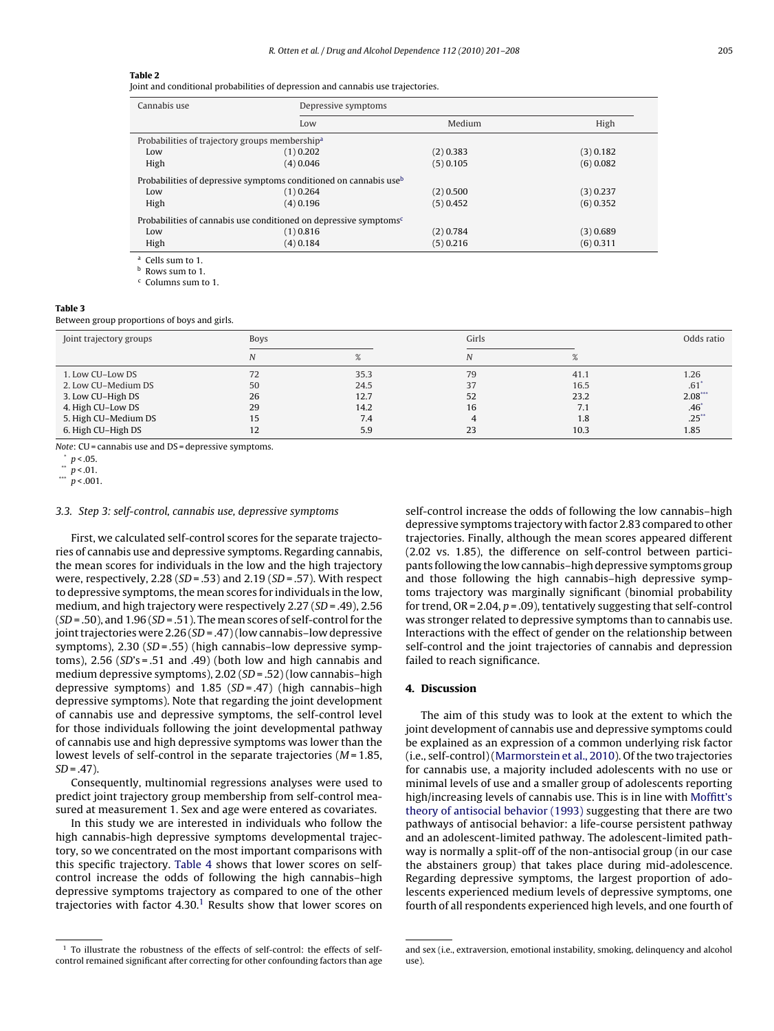**Table 2**

Joint and conditional probabilities of depression and cannabis use trajectories.

| Cannabis use | Depressive symptoms | | |
|---|---|---|---|
| | Low | Medium | High |
| Probabilities of trajectory groups membership[a] | | | |
| Low | (1) 0.202 | (2) 0.383 | (3) 0.182 |
| High | (4) 0.046 | (5) 0.105 | (6) 0.082 |
| Probabilities of depressive symptoms conditioned on cannabis use[b] | | | |
| Low | (1) 0.264 | (2) 0.500 | (3) 0.237 |
| High | (4) 0.196 | (5) 0.452 | (6) 0.352 |
| Probabilities of cannabis use conditioned on depressive symptoms[c] | | | |
| Low | (1) 0.816 | (2) 0.784 | (3) 0.689 |
| High | (4) 0.184 | (5) 0.216 | (6) 0.311 |

[a] Cells sum to 1.

[b] Rows sum to 1.

[c] Columns sum to 1.

**Table 3**

Between group proportions of boys and girls.

| Joint trajectory groups | Boys | | Girls | | Odds ratio |
|---|---|---|---|---|---|
| | *N* | % | *N* | % | |
| 1. Low CU–Low DS | 72 | 35.3 | 79 | 41.1 | 1.26 |
| 2. Low CU–Medium DS | 50 | 24.5 | 37 | 16.5 | .61* |
| 3. Low CU–High DS | 26 | 12.7 | 52 | 23.2 | 2.08*** |
| 4. High CU–Low DS | 29 | 14.2 | 16 | 7.1 | .46* |
| 5. High CU–Medium DS | 15 | 7.4 | 4 | 1.8 | .25** |
| 6. High CU–High DS | 12 | 5.9 | 23 | 10.3 | 1.85 |

*Note*: CU = cannabis use and DS = depressive symptoms.

\* $p < .05$.

\*\* $p < .01$.

\*\*\* $p < .001$.

### 3.3. Step 3: self-control, cannabis use, depressive symptoms

First, we calculated self-control scores for the separate trajectories of cannabis use and depressive symptoms. Regarding cannabis, the mean scores for individuals in the low and the high trajectory were, respectively, 2.28 (*SD* = .53) and 2.19 (*SD* = .57). With respect to depressive symptoms, the mean scores for individuals in the low, medium, and high trajectory were respectively 2.27 (*SD* = .49), 2.56 (*SD* = .50), and 1.96 (*SD* = .51). The mean scores of self-control for the joint trajectories were 2.26 (*SD* = .47) (low cannabis–low depressive symptoms), 2.30 (*SD* = .55) (high cannabis–low depressive symptoms), 2.56 (*SD*'s = .51 and .49) (both low and high cannabis and medium depressive symptoms), 2.02 (*SD* = .52) (low cannabis–high depressive symptoms) and 1.85 (*SD* = .47) (high cannabis–high depressive symptoms). Note that regarding the joint development of cannabis use and depressive symptoms, the self-control level for those individuals following the joint developmental pathway of cannabis use and high depressive symptoms was lower than the lowest levels of self-control in the separate trajectories (*M* = 1.85, *SD* = .47).

Consequently, multinomial regressions analyses were used to predict joint trajectory group membership from self-control measured at measurement 1. Sex and age were entered as covariates.

In this study we are interested in individuals who follow the high cannabis-high depressive symptoms developmental trajectory, so we concentrated on the most important comparisons with this specific trajectory. Table 4 shows that lower scores on self-control increase the odds of following the high cannabis–high depressive symptoms trajectory as compared to one of the other trajectories with factor 4.30.[1] Results show that lower scores on self-control increase the odds of following the low cannabis–high depressive symptoms trajectory with factor 2.83 compared to other trajectories. Finally, although the mean scores appeared different (2.02 vs. 1.85), the difference on self-control between participants following the low cannabis–high depressive symptoms group and those following the high cannabis–high depressive symptoms trajectory was marginally significant (binomial probability for trend, OR = 2.04, $p = .09$), tentatively suggesting that self-control was stronger related to depressive symptoms than to cannabis use. Interactions with the effect of gender on the relationship between self-control and the joint trajectories of cannabis and depression failed to reach significance.

## 4. Discussion

The aim of this study was to look at the extent to which the joint development of cannabis use and depressive symptoms could be explained as an expression of a common underlying risk factor (i.e., self-control) (Marmorstein et al., 2010). Of the two trajectories for cannabis use, a majority included adolescents with no use or minimal levels of use and a smaller group of adolescents reporting high/increasing levels of cannabis use. This is in line with Moffitt's theory of antisocial behavior (1993) suggesting that there are two pathways of antisocial behavior: a life-course persistent pathway and an adolescent-limited pathway. The adolescent-limited pathway is normally a split-off of the non-antisocial group (in our case the abstainers group) that takes place during mid-adolescence. Regarding depressive symptoms, the largest proportion of adolescents experienced medium levels of depressive symptoms, one fourth of all respondents experienced high levels, and one fourth of

[1] To illustrate the robustness of the effects of self-control: the effects of self-control remained significant after correcting for other confounding factors than age and sex (i.e., extraversion, emotional instability, smoking, delinquency and alcohol use).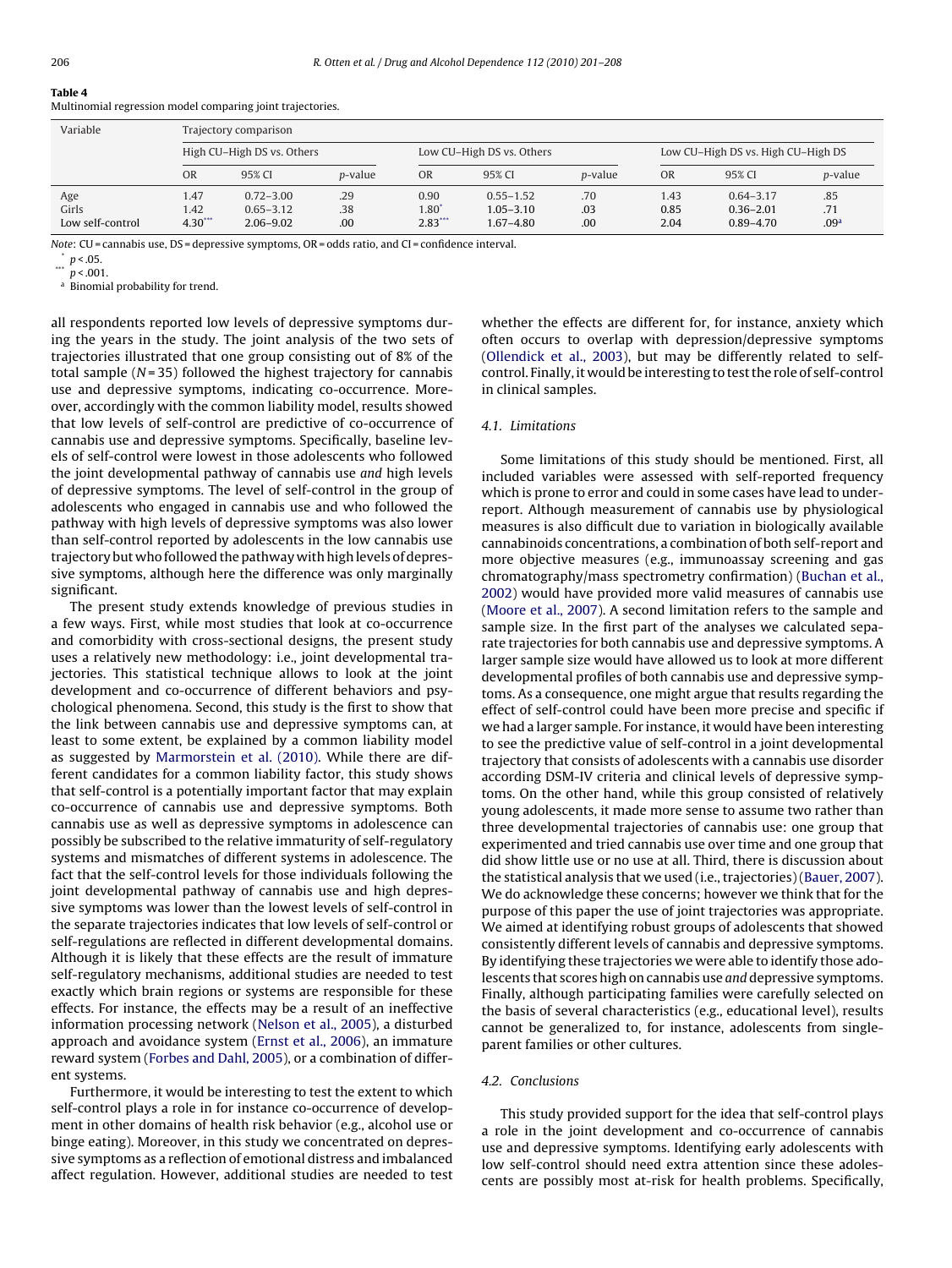**Table 4**
Multinomial regression model comparing joint trajectories.

| Variable | Trajectory comparison | | | | | | | | |
|---|---|---|---|---|---|---|---|---|---|
| | High CU–High DS vs. Others | | | Low CU–High DS vs. Others | | | Low CU–High DS vs. High CU–High DS | | |
| | OR | 95% CI | *p*-value | OR | 95% CI | *p*-value | OR | 95% CI | *p*-value |
| Age | 1.47 | 0.72–3.00 | .29 | 0.90 | 0.55–1.52 | .70 | 1.43 | 0.64–3.17 | .85 |
| Girls | 1.42 | 0.65–3.12 | .38 | 1.80* | 1.05–3.10 | .03 | 0.85 | 0.36–2.01 | .71 |
| Low self-control | 4.30*** | 2.06–9.02 | .00 | 2.83*** | 1.67–4.80 | .00 | 2.04 | 0.89–4.70 | .09[a] |

*Note*: CU = cannabis use, DS = depressive symptoms, OR = odds ratio, and CI = confidence interval.
* $p < .05$.
*** $p < .001$.
[a] Binomial probability for trend.

all respondents reported low levels of depressive symptoms during the years in the study. The joint analysis of the two sets of trajectories illustrated that one group consisting out of 8% of the total sample ($N = 35$) followed the highest trajectory for cannabis use and depressive symptoms, indicating co-occurrence. Moreover, accordingly with the common liability model, results showed that low levels of self-control are predictive of co-occurrence of cannabis use and depressive symptoms. Specifically, baseline levels of self-control were lowest in those adolescents who followed the joint developmental pathway of cannabis use *and* high levels of depressive symptoms. The level of self-control in the group of adolescents who engaged in cannabis use and who followed the pathway with high levels of depressive symptoms was also lower than self-control reported by adolescents in the low cannabis use trajectory but who followed the pathway with high levels of depressive symptoms, although here the difference was only marginally significant.

The present study extends knowledge of previous studies in a few ways. First, while most studies that look at co-occurrence and comorbidity with cross-sectional designs, the present study uses a relatively new methodology: i.e., joint developmental trajectories. This statistical technique allows to look at the joint development and co-occurrence of different behaviors and psychological phenomena. Second, this study is the first to show that the link between cannabis use and depressive symptoms can, at least to some extent, be explained by a common liability model as suggested by Marmorstein et al. (2010). While there are different candidates for a common liability factor, this study shows that self-control is a potentially important factor that may explain co-occurrence of cannabis use and depressive symptoms. Both cannabis use as well as depressive symptoms in adolescence can possibly be subscribed to the relative immaturity of self-regulatory systems and mismatches of different systems in adolescence. The fact that the self-control levels for those individuals following the joint developmental pathway of cannabis use and high depressive symptoms was lower than the lowest levels of self-control in the separate trajectories indicates that low levels of self-control or self-regulations are reflected in different developmental domains. Although it is likely that these effects are the result of immature self-regulatory mechanisms, additional studies are needed to test exactly which brain regions or systems are responsible for these effects. For instance, the effects may be a result of an ineffective information processing network (Nelson et al., 2005), a disturbed approach and avoidance system (Ernst et al., 2006), an immature reward system (Forbes and Dahl, 2005), or a combination of different systems.

Furthermore, it would be interesting to test the extent to which self-control plays a role in for instance co-occurrence of development in other domains of health risk behavior (e.g., alcohol use or binge eating). Moreover, in this study we concentrated on depressive symptoms as a reflection of emotional distress and imbalanced affect regulation. However, additional studies are needed to test whether the effects are different for, for instance, anxiety which often occurs to overlap with depression/depressive symptoms (Ollendick et al., 2003), but may be differently related to self-control. Finally, it would be interesting to test the role of self-control in clinical samples.

### 4.1. Limitations

Some limitations of this study should be mentioned. First, all included variables were assessed with self-reported frequency which is prone to error and could in some cases have lead to under-report. Although measurement of cannabis use by physiological measures is also difficult due to variation in biologically available cannabinoids concentrations, a combination of both self-report and more objective measures (e.g., immunoassay screening and gas chromatography/mass spectrometry confirmation) (Buchan et al., 2002) would have provided more valid measures of cannabis use (Moore et al., 2007). A second limitation refers to the sample and sample size. In the first part of the analyses we calculated separate trajectories for both cannabis use and depressive symptoms. A larger sample size would have allowed us to look at more different developmental profiles of both cannabis use and depressive symptoms. As a consequence, one might argue that results regarding the effect of self-control could have been more precise and specific if we had a larger sample. For instance, it would have been interesting to see the predictive value of self-control in a joint developmental trajectory that consists of adolescents with a cannabis use disorder according DSM-IV criteria and clinical levels of depressive symptoms. On the other hand, while this group consisted of relatively young adolescents, it made more sense to assume two rather than three developmental trajectories of cannabis use: one group that experimented and tried cannabis use over time and one group that did show little use or no use at all. Third, there is discussion about the statistical analysis that we used (i.e., trajectories) (Bauer, 2007). We do acknowledge these concerns; however we think that for the purpose of this paper the use of joint trajectories was appropriate. We aimed at identifying robust groups of adolescents that showed consistently different levels of cannabis and depressive symptoms. By identifying these trajectories we were able to identify those adolescents that scores high on cannabis use *and* depressive symptoms. Finally, although participating families were carefully selected on the basis of several characteristics (e.g., educational level), results cannot be generalized to, for instance, adolescents from single-parent families or other cultures.

### 4.2. Conclusions

This study provided support for the idea that self-control plays a role in the joint development and co-occurrence of cannabis use and depressive symptoms. Identifying early adolescents with low self-control should need extra attention since these adolescents are possibly most at-risk for health problems. Specifically,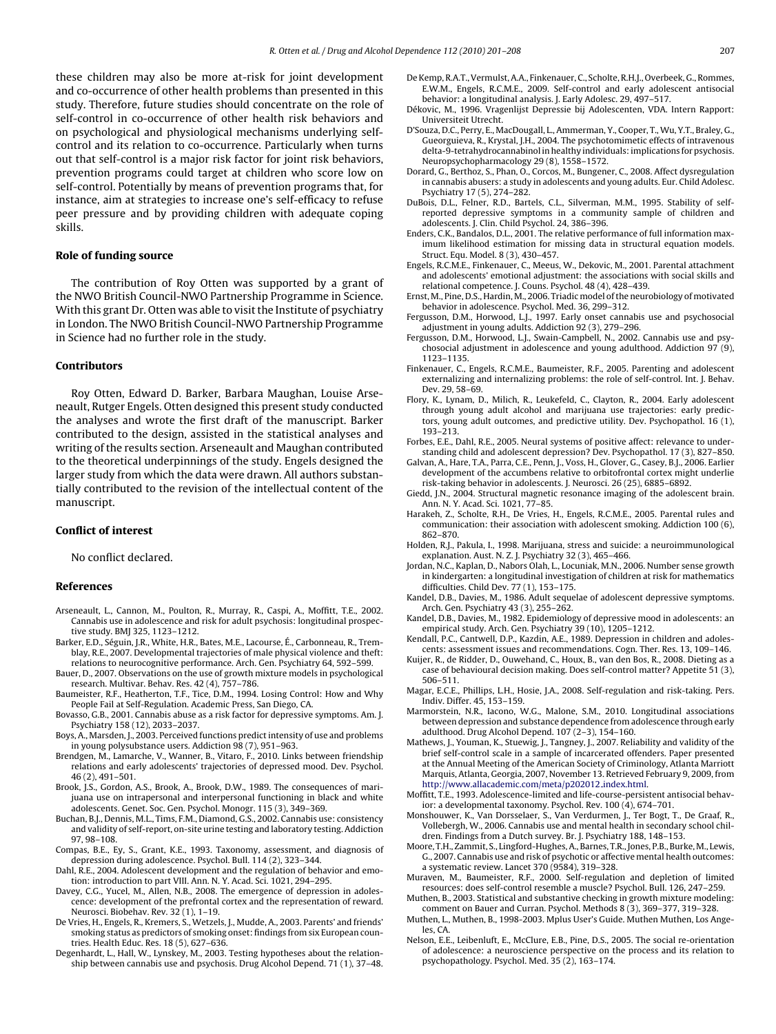these children may also be more at-risk for joint development and co-occurrence of other health problems than presented in this study. Therefore, future studies should concentrate on the role of self-control in co-occurrence of other health risk behaviors and on psychological and physiological mechanisms underlying self-control and its relation to co-occurrence. Particularly when turns out that self-control is a major risk factor for joint risk behaviors, prevention programs could target at children who score low on self-control. Potentially by means of prevention programs that, for instance, aim at strategies to increase one's self-efficacy to refuse peer pressure and by providing children with adequate coping skills.

## Role of funding source

The contribution of Roy Otten was supported by a grant of the NWO British Council-NWO Partnership Programme in Science. With this grant Dr. Otten was able to visit the Institute of psychiatry in London. The NWO British Council-NWO Partnership Programme in Science had no further role in the study.

## Contributors

Roy Otten, Edward D. Barker, Barbara Maughan, Louise Arseneault, Rutger Engels. Otten designed this present study conducted the analyses and wrote the first draft of the manuscript. Barker contributed to the design, assisted in the statistical analyses and writing of the results section. Arseneault and Maughan contributed to the theoretical underpinnings of the study. Engels designed the larger study from which the data were drawn. All authors substantially contributed to the revision of the intellectual content of the manuscript.

## Conflict of interest

No conflict declared.

## References

Arseneault, L., Cannon, M., Poulton, R., Murray, R., Caspi, A., Moffitt, T.E., 2002. Cannabis use in adolescence and risk for adult psychosis: longitudinal prospective study. BMJ 325, 1123–1212.

Barker, E.D., Séguin, J.R., White, H.R., Bates, M.E., Lacourse, É., Carbonneau, R., Tremblay, R.E., 2007. Developmental trajectories of male physical violence and theft: relations to neurocognitive performance. Arch. Gen. Psychiatry 64, 592–599.

Bauer, D., 2007. Observations on the use of growth mixture models in psychological research. Multivar. Behav. Res. 42 (4), 757–786.

Baumeister, R.F., Heatherton, T.F., Tice, D.M., 1994. Losing Control: How and Why People Fail at Self-Regulation. Academic Press, San Diego, CA.

Bovasso, G.B., 2001. Cannabis abuse as a risk factor for depressive symptoms. Am. J. Psychiatry 158 (12), 2033–2037.

Boys, A., Marsden, J., 2003. Perceived functions predict intensity of use and problems in young polysubstance users. Addiction 98 (7), 951–963.

Brendgen, M., Lamarche, V., Wanner, B., Vitaro, F., 2010. Links between friendship relations and early adolescents' trajectories of depressed mood. Dev. Psychol. 46 (2), 491–501.

Brook, J.S., Gordon, A.S., Brook, A., Brook, D.W., 1989. The consequences of marijuana use on intrapersonal and interpersonal functioning in black and white adolescents. Genet. Soc. Gen. Psychol. Monogr. 115 (3), 349–369.

Buchan, B.J., Dennis, M.L., Tims, F.M., Diamond, G.S., 2002. Cannabis use: consistency and validity of self-report, on-site urine testing and laboratory testing. Addiction 97, 98–108.

Compas, B.E., Ey, S., Grant, K.E., 1993. Taxonomy, assessment, and diagnosis of depression during adolescence. Psychol. Bull. 114 (2), 323–344.

Dahl, R.E., 2004. Adolescent development and the regulation of behavior and emotion: introduction to part VIII. Ann. N. Y. Acad. Sci. 1021, 294–295.

Davey, C.G., Yucel, M., Allen, N.B., 2008. The emergence of depression in adolescence: development of the prefrontal cortex and the representation of reward. Neurosci. Biobehav. Rev. 32 (1), 1–19.

De Vries, H., Engels, R., Kremers, S., Wetzels, J., Mudde, A., 2003. Parents' and friends' smoking status as predictors of smoking onset: findings from six European countries. Health Educ. Res. 18 (5), 627–636.

Degenhardt, L., Hall, W., Lynskey, M., 2003. Testing hypotheses about the relationship between cannabis use and psychosis. Drug Alcohol Depend. 71 (1), 37–48.

De Kemp, R.A.T., Vermulst, A.A., Finkenauer, C., Scholte, R.H.J., Overbeek, G., Rommes, E.W.M., Engels, R.C.M.E., 2009. Self-control and early adolescent antisocial behavior: a longitudinal analysis. J. Early Adolesc. 29, 497–517.

Dékovic, M., 1996. Vragenlijst Depressie bij Adolescenten, VDA. Intern Rapport: Universiteit Utrecht.

D'Souza, D.C., Perry, E., MacDougall, L., Ammerman, Y., Cooper, T., Wu, Y.T., Braley, G., Gueorguieva, R., Krystal, J.H., 2004. The psychotomimetic effects of intravenous delta-9-tetrahydrocannabinol in healthy individuals: implications for psychosis. Neuropsychopharmacology 29 (8), 1558–1572.

Dorard, G., Berthoz, S., Phan, O., Corcos, M., Bungener, C., 2008. Affect dysregulation in cannabis abusers: a study in adolescents and young adults. Eur. Child Adolesc. Psychiatry 17 (5), 274–282.

DuBois, D.L., Felner, R.D., Bartels, C.L., Silverman, M.M., 1995. Stability of self-reported depressive symptoms in a community sample of children and adolescents. J. Clin. Child Psychol. 24, 386–396.

Enders, C.K., Bandalos, D.L., 2001. The relative performance of full information maximum likelihood estimation for missing data in structural equation models. Struct. Equ. Model. 8 (3), 430–457.

Engels, R.C.M.E., Finkenauer, C., Meeus, W., Dekovic, M., 2001. Parental attachment and adolescents' emotional adjustment: the associations with social skills and relational competence. J. Couns. Psychol. 48 (4), 428–439.

Ernst, M., Pine, D.S., Hardin, M., 2006. Triadic model of the neurobiology of motivated behavior in adolescence. Psychol. Med. 36, 299–312.

Fergusson, D.M., Horwood, L.J., 1997. Early onset cannabis use and psychosocial adjustment in young adults. Addiction 92 (3), 279–296.

Fergusson, D.M., Horwood, L.J., Swain-Campbell, N., 2002. Cannabis use and psychosocial adjustment in adolescence and young adulthood. Addiction 97 (9), 1123–1135.

Finkenauer, C., Engels, R.C.M.E., Baumeister, R.F., 2005. Parenting and adolescent externalizing and internalizing problems: the role of self-control. Int. J. Behav. Dev. 29, 58–69.

Flory, K., Lynam, D., Milich, R., Leukefeld, C., Clayton, R., 2004. Early adolescent through young adult alcohol and marijuana use trajectories: early predictors, young adult outcomes, and predictive utility. Dev. Psychopathol. 16 (1), 193–213.

Forbes, E.E., Dahl, R.E., 2005. Neural systems of positive affect: relevance to understanding child and adolescent depression? Dev. Psychopathol. 17 (3), 827–850.

Galvan, A., Hare, T.A., Parra, C.E., Penn, J., Voss, H., Glover, G., Casey, B.J., 2006. Earlier development of the accumbens relative to orbitofrontal cortex might underlie risk-taking behavior in adolescents. J. Neurosci. 26 (25), 6885–6892.

Giedd, J.N., 2004. Structural magnetic resonance imaging of the adolescent brain. Ann. N. Y. Acad. Sci. 1021, 77–85.

Harakeh, Z., Scholte, R.H., De Vries, H., Engels, R.C.M.E., 2005. Parental rules and communication: their association with adolescent smoking. Addiction 100 (6), 862–870.

Holden, R.J., Pakula, I., 1998. Marijuana, stress and suicide: a neuroimmunological explanation. Aust. N. Z. J. Psychiatry 32 (3), 465–466.

Jordan, N.C., Kaplan, D., Nabors Olah, L., Locuniak, M.N., 2006. Number sense growth in kindergarten: a longitudinal investigation of children at risk for mathematics difficulties. Child Dev. 77 (1), 153–175.

Kandel, D.B., Davies, M., 1986. Adult sequelae of adolescent depressive symptoms. Arch. Gen. Psychiatry 43 (3), 255–262.

Kandel, D.B., Davies, M., 1982. Epidemiology of depressive mood in adolescents: an empirical study. Arch. Gen. Psychiatry 39 (10), 1205–1212.

Kendall, P.C., Cantwell, D.P., Kazdin, A.E., 1989. Depression in children and adolescents: assessment issues and recommendations. Cogn. Ther. Res. 13, 109–146.

Kuijer, R., de Ridder, D., Ouwehand, C., Houx, B., van den Bos, R., 2008. Dieting as a case of behavioural decision making. Does self-control matter? Appetite 51 (3), 506–511.

Magar, E.C.E., Phillips, L.H., Hosie, J.A., 2008. Self-regulation and risk-taking. Pers. Indiv. Differ. 45, 153–159.

Marmorstein, N.R., Iacono, W.G., Malone, S.M., 2010. Longitudinal associations between depression and substance dependence from adolescence through early adulthood. Drug Alcohol Depend. 107 (2–3), 154–160.

Mathews, J., Youman, K., Stuewig, J., Tangney, J., 2007. Reliability and validity of the brief self-control scale in a sample of incarcerated offenders. Paper presented at the Annual Meeting of the American Society of Criminology, Atlanta Marriott Marquis, Atlanta, Georgia, 2007, November 13. Retrieved February 9, 2009, from http://www.allacademic.com/meta/p202012_index.html.

Moffitt, T.E., 1993. Adolescence-limited and life-course-persistent antisocial behavior: a developmental taxonomy. Psychol. Rev. 100 (4), 674–701.

Monshouwer, K., Van Dorsselaer, S., Van Verdurmen, J., Ter Bogt, T., De Graaf, R., Vollebergh, W., 2006. Cannabis use and mental health in secondary school children. Findings from a Dutch survey. Br. J. Psychiatry 188, 148–153.

Moore, T.H., Zammit, S., Lingford-Hughes, A., Barnes, T.R., Jones, P.B., Burke, M., Lewis, G., 2007. Cannabis use and risk of psychotic or affective mental health outcomes: a systematic review. Lancet 370 (9584), 319–328.

Muraven, M., Baumeister, R.F., 2000. Self-regulation and depletion of limited resources: does self-control resemble a muscle? Psychol. Bull. 126, 247–259.

Muthen, B., 2003. Statistical and substantive checking in growth mixture modeling: comment on Bauer and Curran. Psychol. Methods 8 (3), 369–377, 319–328.

Muthen, L., Muthen, B., 1998-2003. Mplus User's Guide. Muthen Muthen, Los Angeles, CA.

Nelson, E.E., Leibenluft, E., McClure, E.B., Pine, D.S., 2005. The social re-orientation of adolescence: a neuroscience perspective on the process and its relation to psychopathology. Psychol. Med. 35 (2), 163–174.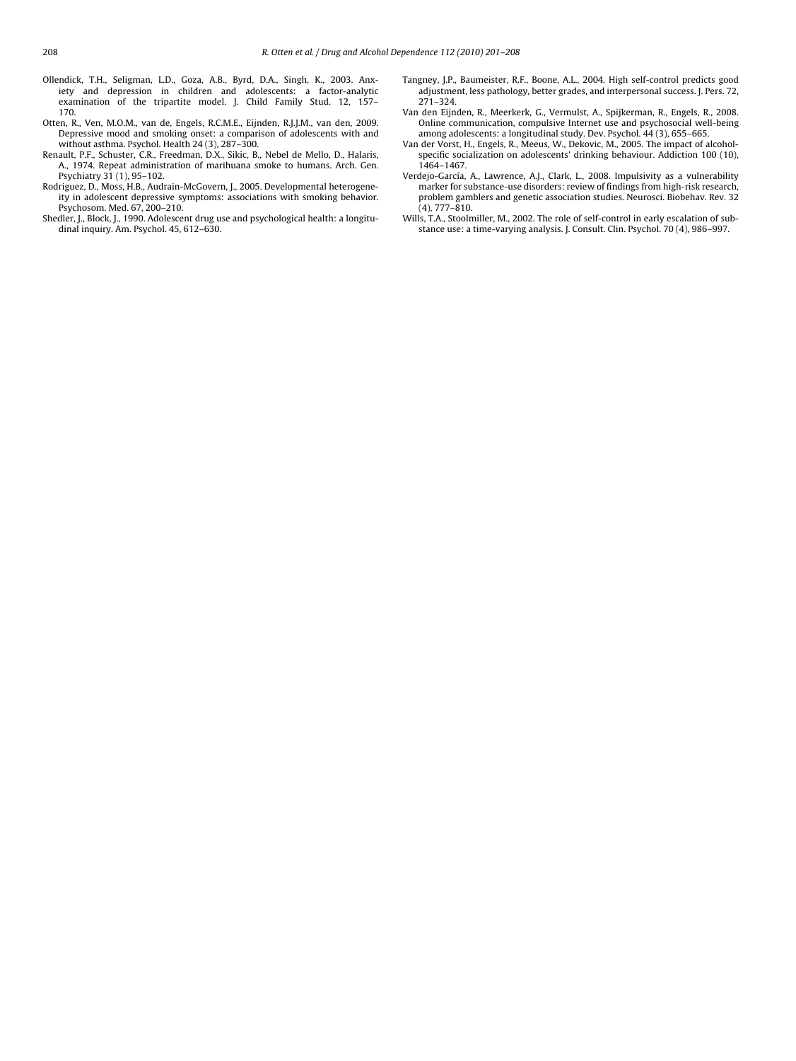Ollendick, T.H., Seligman, L.D., Goza, A.B., Byrd, D.A., Singh, K., 2003. Anxiety and depression in children and adolescents: a factor-analytic examination of the tripartite model. J. Child Family Stud. 12, 157–170.

Otten, R., Ven, M.O.M., van de, Engels, R.C.M.E., Eijnden, R.J.J.M., van den, 2009. Depressive mood and smoking onset: a comparison of adolescents with and without asthma. Psychol. Health 24 (3), 287–300.

Renault, P.F., Schuster, C.R., Freedman, D.X., Sikic, B., Nebel de Mello, D., Halaris, A., 1974. Repeat administration of marihuana smoke to humans. Arch. Gen. Psychiatry 31 (1), 95–102.

Rodriguez, D., Moss, H.B., Audrain-McGovern, J., 2005. Developmental heterogeneity in adolescent depressive symptoms: associations with smoking behavior. Psychosom. Med. 67, 200–210.

Shedler, J., Block, J., 1990. Adolescent drug use and psychological health: a longitudinal inquiry. Am. Psychol. 45, 612–630.

Tangney, J.P., Baumeister, R.F., Boone, A.L., 2004. High self-control predicts good adjustment, less pathology, better grades, and interpersonal success. J. Pers. 72, 271–324.

Van den Eijnden, R., Meerkerk, G., Vermulst, A., Spijkerman, R., Engels, R., 2008. Online communication, compulsive Internet use and psychosocial well-being among adolescents: a longitudinal study. Dev. Psychol. 44 (3), 655–665.

Van der Vorst, H., Engels, R., Meeus, W., Dekovic, M., 2005. The impact of alcohol-specific socialization on adolescents' drinking behaviour. Addiction 100 (10), 1464–1467.

Verdejo-García, A., Lawrence, A.J., Clark, L., 2008. Impulsivity as a vulnerability marker for substance-use disorders: review of findings from high-risk research, problem gamblers and genetic association studies. Neurosci. Biobehav. Rev. 32 (4), 777–810.

Wills, T.A., Stoolmiller, M., 2002. The role of self-control in early escalation of substance use: a time-varying analysis. J. Consult. Clin. Psychol. 70 (4), 986–997.